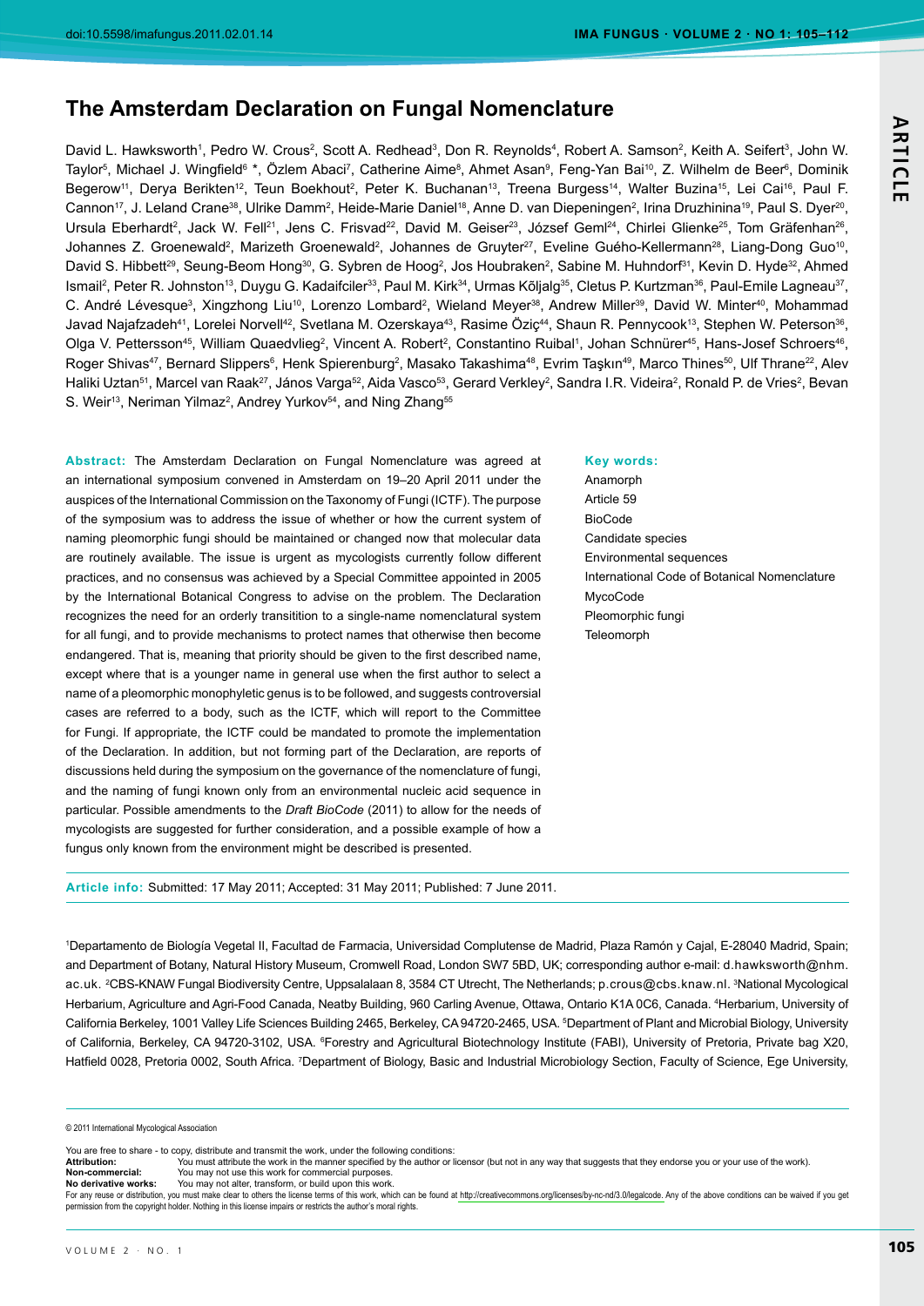# The Amsterdam Declaration on Fungal Nomenclature

David L. Hawksworth[1], Pedro W. Crous[2], Scott A. Redhead[3], Don R. Reynolds[4], Robert A. Samson[2], Keith A. Seifert[3], John W. Taylor[5], Michael J. Wingfield[6] *, Özlem Abaci[7], Catherine Aime[8], Ahmet Asan[9], Feng-Yan Bai[10], Z. Wilhelm de Beer[6], Dominik Begerow[11], Derya Berikten[12], Teun Boekhout[2], Peter K. Buchanan[13], Treena Burgess[14], Walter Buzina[15], Lei Cai[16], Paul F. Cannon[17], J. Leland Crane[38], Ulrike Damm[2], Heide-Marie Daniel[18], Anne D. van Diepeningen[2], Irina Druzhinina[19], Paul S. Dyer[20], Ursula Eberhardt[2], Jack W. Fell[21], Jens C. Frisvad[22], David M. Geiser[23], József Geml[24], Chirlei Glienke[25], Tom Gräfenhan[26], Johannes Z. Groenewald[2], Marizeth Groenewald[2], Johannes de Gruyter[27], Eveline Guého-Kellermann[28], Liang-Dong Guo[10], David S. Hibbett[29], Seung-Beom Hong[30], G. Sybren de Hoog[2], Jos Houbraken[2], Sabine M. Huhndorf[31], Kevin D. Hyde[32], Ahmed Ismail[2], Peter R. Johnston[13], Duygu G. Kadaifciler[33], Paul M. Kirk[34], Urmas Kõljalg[35], Cletus P. Kurtzman[36], Paul-Emile Lagneau[37], C. André Lévesque[3], Xingzhong Liu[10], Lorenzo Lombard[2], Wieland Meyer[38], Andrew Miller[39], David W. Minter[40], Mohammad Javad Najafzadeh[41], Lorelei Norvell[42], Svetlana M. Ozerskaya[43], Rasime Öziç[44], Shaun R. Pennycook[13], Stephen W. Peterson[36], Olga V. Pettersson[45], William Quaedvlieg[2], Vincent A. Robert[2], Constantino Ruibal[1], Johan Schnürer[45], Hans-Josef Schroers[46], Roger Shivas[47], Bernard Slippers[6], Henk Spierenburg[2], Masako Takashima[48], Evrim Taşkın[49], Marco Thines[50], Ulf Thrane[22], Alev Haliki Uztan[51], Marcel van Raak[27], János Varga[52], Aida Vasco[53], Gerard Verkley[2], Sandra I.R. Videira[2], Ronald P. de Vries[2], Bevan S. Weir[13], Neriman Yilmaz[2], Andrey Yurkov[54], and Ning Zhang[55]

**Abstract:** The Amsterdam Declaration on Fungal Nomenclature was agreed at an international symposium convened in Amsterdam on 19–20 April 2011 under the auspices of the International Commission on the Taxonomy of Fungi (ICTF). The purpose of the symposium was to address the issue of whether or how the current system of naming pleomorphic fungi should be maintained or changed now that molecular data are routinely available. The issue is urgent as mycologists currently follow different practices, and no consensus was achieved by a Special Committee appointed in 2005 by the International Botanical Congress to advise on the problem. The Declaration recognizes the need for an orderly transitition to a single-name nomenclatural system for all fungi, and to provide mechanisms to protect names that otherwise then become endangered. That is, meaning that priority should be given to the first described name, except where that is a younger name in general use when the first author to select a name of a pleomorphic monophyletic genus is to be followed, and suggests controversial cases are referred to a body, such as the ICTF, which will report to the Committee for Fungi. If appropriate, the ICTF could be mandated to promote the implementation of the Declaration. In addition, but not forming part of the Declaration, are reports of discussions held during the symposium on the governance of the nomenclature of fungi, and the naming of fungi known only from an environmental nucleic acid sequence in particular. Possible amendments to the *Draft BioCode* (2011) to allow for the needs of mycologists are suggested for further consideration, and a possible example of how a fungus only known from the environment might be described is presented.

**Key words:**
Anamorph
Article 59
BioCode
Candidate species
Environmental sequences
International Code of Botanical Nomenclature
MycoCode
Pleomorphic fungi
Teleomorph

**Article info:** Submitted: 17 May 2011; Accepted: 31 May 2011; Published: 7 June 2011.

[1]Departamento de Biología Vegetal II, Facultad de Farmacia, Universidad Complutense de Madrid, Plaza Ramón y Cajal, E-28040 Madrid, Spain; and Department of Botany, Natural History Museum, Cromwell Road, London SW7 5BD, UK; corresponding author e-mail: d.hawksworth@nhm.ac.uk. [2]CBS-KNAW Fungal Biodiversity Centre, Uppsalalaan 8, 3584 CT Utrecht, The Netherlands; p.crous@cbs.knaw.nl. [3]National Mycological Herbarium, Agriculture and Agri-Food Canada, Neatby Building, 960 Carling Avenue, Ottawa, Ontario K1A 0C6, Canada. [4]Herbarium, University of California Berkeley, 1001 Valley Life Sciences Building 2465, Berkeley, CA 94720-2465, USA. [5]Department of Plant and Microbial Biology, University of California, Berkeley, CA 94720-3102, USA. [6]Forestry and Agricultural Biotechnology Institute (FABI), University of Pretoria, Private bag X20, Hatfield 0028, Pretoria 0002, South Africa. [7]Department of Biology, Basic and Industrial Microbiology Section, Faculty of Science, Ege University,

© 2011 International Mycological Association

You are free to share - to copy, distribute and transmit the work, under the following conditions:
**Attribution:** You must attribute the work in the manner specified by the author or licensor (but not in any way that suggests that they endorse you or your use of the work).
**Non-commercial:** You may not use this work for commercial purposes.
**No derivative works:** You may not alter, transform, or build upon this work.
For any reuse or distribution, you must make clear to others the license terms of this work, which can be found at http://creativecommons.org/licenses/by-nc-nd/3.0/legalcode. Any of the above conditions can be waived if you get permission from the copyright holder. Nothing in this license impairs or restricts the author's moral rights.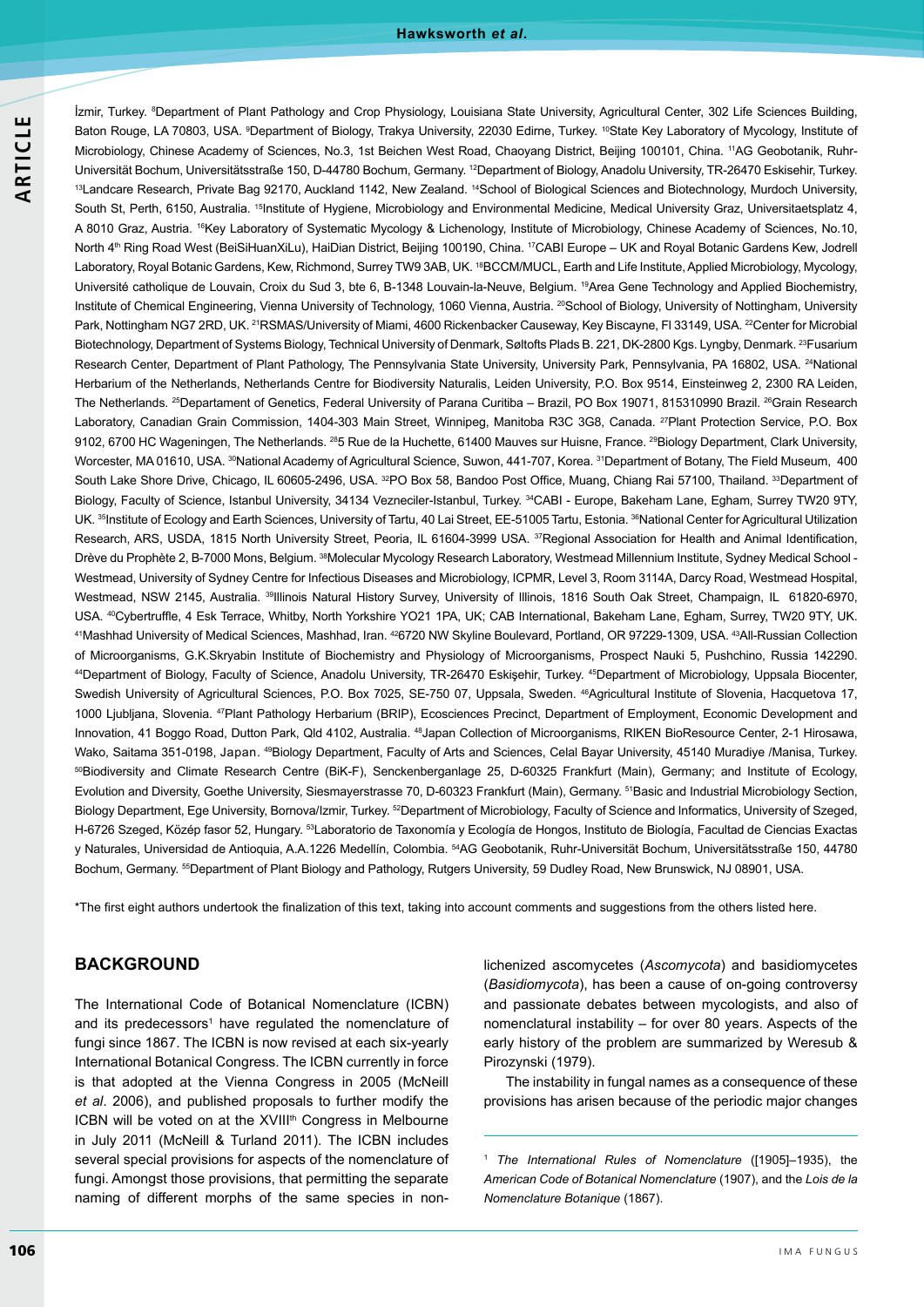İzmir, Turkey. [8]Department of Plant Pathology and Crop Physiology, Louisiana State University, Agricultural Center, 302 Life Sciences Building, Baton Rouge, LA 70803, USA. [9]Department of Biology, Trakya University, 22030 Edirne, Turkey. [10]State Key Laboratory of Mycology, Institute of Microbiology, Chinese Academy of Sciences, No.3, 1st Beichen West Road, Chaoyang District, Beijing 100101, China. [11]AG Geobotanik, Ruhr-Universität Bochum, Universitätsstraße 150, D-44780 Bochum, Germany. [12]Department of Biology, Anadolu University, TR-26470 Eskisehir, Turkey. [13]Landcare Research, Private Bag 92170, Auckland 1142, New Zealand. [14]School of Biological Sciences and Biotechnology, Murdoch University, South St, Perth, 6150, Australia. [15]Institute of Hygiene, Microbiology and Environmental Medicine, Medical University Graz, Universitaetsplatz 4, A 8010 Graz, Austria. [16]Key Laboratory of Systematic Mycology & Lichenology, Institute of Microbiology, Chinese Academy of Sciences, No.10, North 4th Ring Road West (BeiSiHuanXiLu), HaiDian District, Beijing 100190, China. [17]CABI Europe – UK and Royal Botanic Gardens Kew, Jodrell Laboratory, Royal Botanic Gardens, Kew, Richmond, Surrey TW9 3AB, UK. [18]BCCM/MUCL, Earth and Life Institute, Applied Microbiology, Mycology, Université catholique de Louvain, Croix du Sud 3, bte 6, B-1348 Louvain-la-Neuve, Belgium. [19]Area Gene Technology and Applied Biochemistry, Institute of Chemical Engineering, Vienna University of Technology, 1060 Vienna, Austria. [20]School of Biology, University of Nottingham, University Park, Nottingham NG7 2RD, UK. [21]RSMAS/University of Miami, 4600 Rickenbacker Causeway, Key Biscayne, Fl 33149, USA. [22]Center for Microbial Biotechnology, Department of Systems Biology, Technical University of Denmark, Søltofts Plads B. 221, DK-2800 Kgs. Lyngby, Denmark. [23]Fusarium Research Center, Department of Plant Pathology, The Pennsylvania State University, University Park, Pennsylvania, PA 16802, USA. [24]National Herbarium of the Netherlands, Netherlands Centre for Biodiversity Naturalis, Leiden University, P.O. Box 9514, Einsteinweg 2, 2300 RA Leiden, The Netherlands. [25]Departament of Genetics, Federal University of Parana Curitiba – Brazil, PO Box 19071, 815310990 Brazil. [26]Grain Research Laboratory, Canadian Grain Commission, 1404-303 Main Street, Winnipeg, Manitoba R3C 3G8, Canada. [27]Plant Protection Service, P.O. Box 9102, 6700 HC Wageningen, The Netherlands. [28]5 Rue de la Huchette, 61400 Mauves sur Huisne, France. [29]Biology Department, Clark University, Worcester, MA 01610, USA. [30]National Academy of Agricultural Science, Suwon, 441-707, Korea. [31]Department of Botany, The Field Museum, 400 South Lake Shore Drive, Chicago, IL 60605-2496, USA. [32]PO Box 58, Bandoo Post Office, Muang, Chiang Rai 57100, Thailand. [33]Department of Biology, Faculty of Science, Istanbul University, 34134 Vezneciler-Istanbul, Turkey. [34]CABI - Europe, Bakeham Lane, Egham, Surrey TW20 9TY, UK. [35]Institute of Ecology and Earth Sciences, University of Tartu, 40 Lai Street, EE-51005 Tartu, Estonia. [36]National Center for Agricultural Utilization Research, ARS, USDA, 1815 North University Street, Peoria, IL 61604-3999 USA. [37]Regional Association for Health and Animal Identification, Drève du Prophète 2, B-7000 Mons, Belgium. [38]Molecular Mycology Research Laboratory, Westmead Millennium Institute, Sydney Medical School - Westmead, University of Sydney Centre for Infectious Diseases and Microbiology, ICPMR, Level 3, Room 3114A, Darcy Road, Westmead Hospital, Westmead, NSW 2145, Australia. [39]Illinois Natural History Survey, University of Illinois, 1816 South Oak Street, Champaign, IL 61820-6970, USA. [40]Cybertruffle, 4 Esk Terrace, Whitby, North Yorkshire YO21 1PA, UK; CAB International, Bakeham Lane, Egham, Surrey, TW20 9TY, UK. [41]Mashhad University of Medical Sciences, Mashhad, Iran. [42]6720 NW Skyline Boulevard, Portland, OR 97229-1309, USA. [43]All-Russian Collection of Microorganisms, G.K.Skryabin Institute of Biochemistry and Physiology of Microorganisms, Prospect Nauki 5, Pushchino, Russia 142290. [44]Department of Biology, Faculty of Science, Anadolu University, TR-26470 Eskişehir, Turkey. [45]Department of Microbiology, Uppsala Biocenter, Swedish University of Agricultural Sciences, P.O. Box 7025, SE-750 07, Uppsala, Sweden. [46]Agricultural Institute of Slovenia, Hacquetova 17, 1000 Ljubljana, Slovenia. [47]Plant Pathology Herbarium (BRIP), Ecosciences Precinct, Department of Employment, Economic Development and Innovation, 41 Boggo Road, Dutton Park, Qld 4102, Australia. [48]Japan Collection of Microorganisms, RIKEN BioResource Center, 2-1 Hirosawa, Wako, Saitama 351-0198, Japan. [49]Biology Department, Faculty of Arts and Sciences, Celal Bayar University, 45140 Muradiye /Manisa, Turkey. [50]Biodiversity and Climate Research Centre (BiK-F), Senckenberganlage 25, D-60325 Frankfurt (Main), Germany; and Institute of Ecology, Evolution and Diversity, Goethe University, Siesmayerstrasse 70, D-60323 Frankfurt (Main), Germany. [51]Basic and Industrial Microbiology Section, Biology Department, Ege University, Bornova/Izmir, Turkey. [52]Department of Microbiology, Faculty of Science and Informatics, University of Szeged, H-6726 Szeged, Közép fasor 52, Hungary. [53]Laboratorio de Taxonomía y Ecología de Hongos, Instituto de Biología, Facultad de Ciencias Exactas y Naturales, Universidad de Antioquia, A.A.1226 Medellín, Colombia. [54]AG Geobotanik, Ruhr-Universität Bochum, Universitätsstraße 150, 44780 Bochum, Germany. [55]Department of Plant Biology and Pathology, Rutgers University, 59 Dudley Road, New Brunswick, NJ 08901, USA.

*The first eight authors undertook the finalization of this text, taking into account comments and suggestions from the others listed here.

## BACKGROUND

The International Code of Botanical Nomenclature (ICBN) and its predecessors[1] have regulated the nomenclature of fungi since 1867. The ICBN is now revised at each six-yearly International Botanical Congress. The ICBN currently in force is that adopted at the Vienna Congress in 2005 (McNeill *et al*. 2006), and published proposals to further modify the ICBN will be voted on at the XVIII[th] Congress in Melbourne in July 2011 (McNeill & Turland 2011). The ICBN includes several special provisions for aspects of the nomenclature of fungi. Amongst those provisions, that permitting the separate naming of different morphs of the same species in non-lichenized ascomycetes (*Ascomycota*) and basidiomycetes (*Basidiomycota*), has been a cause of on-going controversy and passionate debates between mycologists, and also of nomenclatural instability – for over 80 years. Aspects of the early history of the problem are summarized by Weresub & Pirozynski (1979).

The instability in fungal names as a consequence of these provisions has arisen because of the periodic major changes

[1] *The International Rules of Nomenclature* ([1905]–1935), the *American Code of Botanical Nomenclature* (1907), and the *Lois de la Nomenclature Botanique* (1867).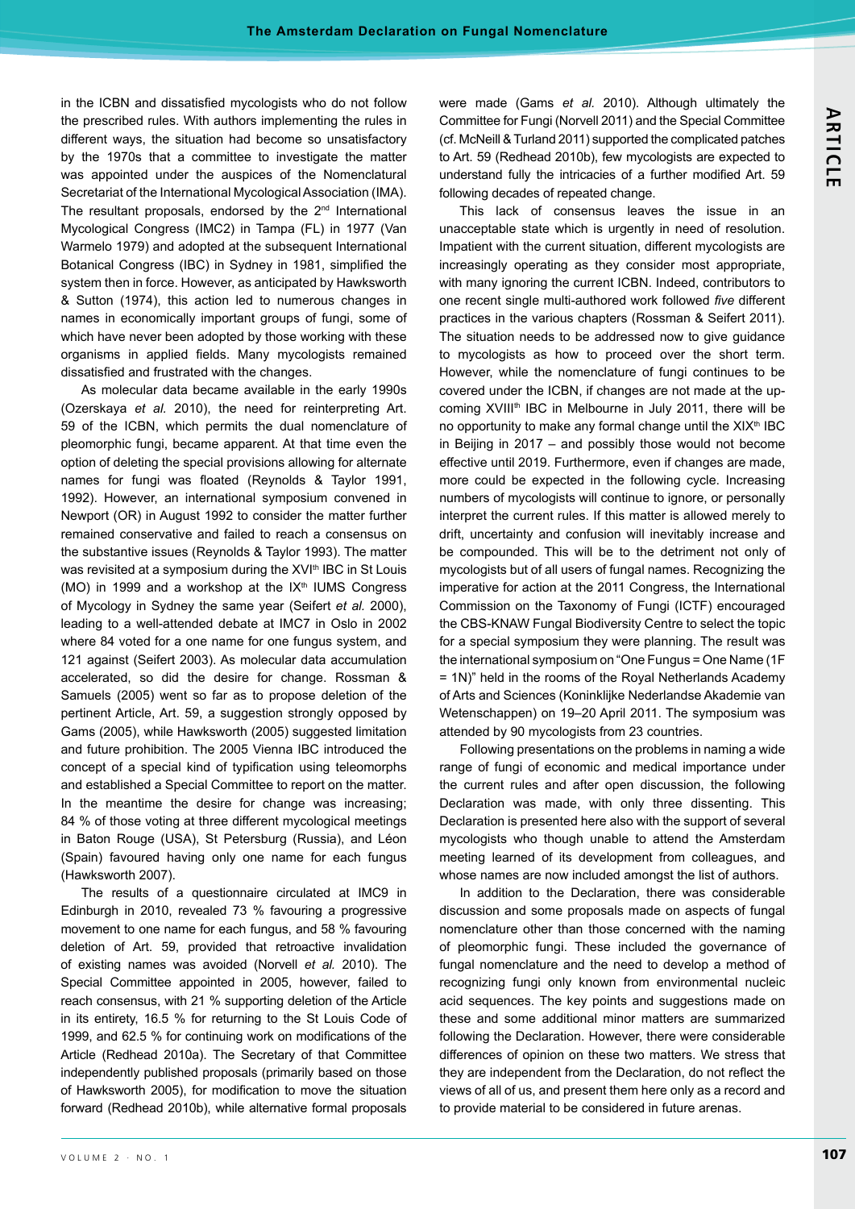in the ICBN and dissatisfied mycologists who do not follow the prescribed rules. With authors implementing the rules in different ways, the situation had become so unsatisfactory by the 1970s that a committee to investigate the matter was appointed under the auspices of the Nomenclatural Secretariat of the International Mycological Association (IMA). The resultant proposals, endorsed by the 2nd International Mycological Congress (IMC2) in Tampa (FL) in 1977 (Van Warmelo 1979) and adopted at the subsequent International Botanical Congress (IBC) in Sydney in 1981, simplified the system then in force. However, as anticipated by Hawksworth & Sutton (1974), this action led to numerous changes in names in economically important groups of fungi, some of which have never been adopted by those working with these organisms in applied fields. Many mycologists remained dissatisfied and frustrated with the changes.

As molecular data became available in the early 1990s (Ozerskaya *et al.* 2010), the need for reinterpreting Art. 59 of the ICBN, which permits the dual nomenclature of pleomorphic fungi, became apparent. At that time even the option of deleting the special provisions allowing for alternate names for fungi was floated (Reynolds & Taylor 1991, 1992). However, an international symposium convened in Newport (OR) in August 1992 to consider the matter further remained conservative and failed to reach a consensus on the substantive issues (Reynolds & Taylor 1993). The matter was revisited at a symposium during the XVIth IBC in St Louis (MO) in 1999 and a workshop at the IXth IUMS Congress of Mycology in Sydney the same year (Seifert *et al.* 2000), leading to a well-attended debate at IMC7 in Oslo in 2002 where 84 voted for a one name for one fungus system, and 121 against (Seifert 2003). As molecular data accumulation accelerated, so did the desire for change. Rossman & Samuels (2005) went so far as to propose deletion of the pertinent Article, Art. 59, a suggestion strongly opposed by Gams (2005), while Hawksworth (2005) suggested limitation and future prohibition. The 2005 Vienna IBC introduced the concept of a special kind of typification using teleomorphs and established a Special Committee to report on the matter. In the meantime the desire for change was increasing; 84 % of those voting at three different mycological meetings in Baton Rouge (USA), St Petersburg (Russia), and Léon (Spain) favoured having only one name for each fungus (Hawksworth 2007).

The results of a questionnaire circulated at IMC9 in Edinburgh in 2010, revealed 73 % favouring a progressive movement to one name for each fungus, and 58 % favouring deletion of Art. 59, provided that retroactive invalidation of existing names was avoided (Norvell *et al.* 2010). The Special Committee appointed in 2005, however, failed to reach consensus, with 21 % supporting deletion of the Article in its entirety, 16.5 % for returning to the St Louis Code of 1999, and 62.5 % for continuing work on modifications of the Article (Redhead 2010a). The Secretary of that Committee independently published proposals (primarily based on those of Hawksworth 2005), for modification to move the situation forward (Redhead 2010b), while alternative formal proposals were made (Gams *et al.* 2010). Although ultimately the Committee for Fungi (Norvell 2011) and the Special Committee (cf. McNeill & Turland 2011) supported the complicated patches to Art. 59 (Redhead 2010b), few mycologists are expected to understand fully the intricacies of a further modified Art. 59 following decades of repeated change.

This lack of consensus leaves the issue in an unacceptable state which is urgently in need of resolution. Impatient with the current situation, different mycologists are increasingly operating as they consider most appropriate, with many ignoring the current ICBN. Indeed, contributors to one recent single multi-authored work followed *five* different practices in the various chapters (Rossman & Seifert 2011). The situation needs to be addressed now to give guidance to mycologists as how to proceed over the short term. However, while the nomenclature of fungi continues to be covered under the ICBN, if changes are not made at the up-coming XVIIIth IBC in Melbourne in July 2011, there will be no opportunity to make any formal change until the XIXth IBC in Beijing in 2017 – and possibly those would not become effective until 2019. Furthermore, even if changes are made, more could be expected in the following cycle. Increasing numbers of mycologists will continue to ignore, or personally interpret the current rules. If this matter is allowed merely to drift, uncertainty and confusion will inevitably increase and be compounded. This will be to the detriment not only of mycologists but of all users of fungal names. Recognizing the imperative for action at the 2011 Congress, the International Commission on the Taxonomy of Fungi (ICTF) encouraged the CBS-KNAW Fungal Biodiversity Centre to select the topic for a special symposium they were planning. The result was the international symposium on "One Fungus = One Name (1F = 1N)" held in the rooms of the Royal Netherlands Academy of Arts and Sciences (Koninklijke Nederlandse Akademie van Wetenschappen) on 19–20 April 2011. The symposium was attended by 90 mycologists from 23 countries.

Following presentations on the problems in naming a wide range of fungi of economic and medical importance under the current rules and after open discussion, the following Declaration was made, with only three dissenting. This Declaration is presented here also with the support of several mycologists who though unable to attend the Amsterdam meeting learned of its development from colleagues, and whose names are now included amongst the list of authors.

In addition to the Declaration, there was considerable discussion and some proposals made on aspects of fungal nomenclature other than those concerned with the naming of pleomorphic fungi. These included the governance of fungal nomenclature and the need to develop a method of recognizing fungi only known from environmental nucleic acid sequences. The key points and suggestions made on these and some additional minor matters are summarized following the Declaration. However, there were considerable differences of opinion on these two matters. We stress that they are independent from the Declaration, do not reflect the views of all of us, and present them here only as a record and to provide material to be considered in future arenas.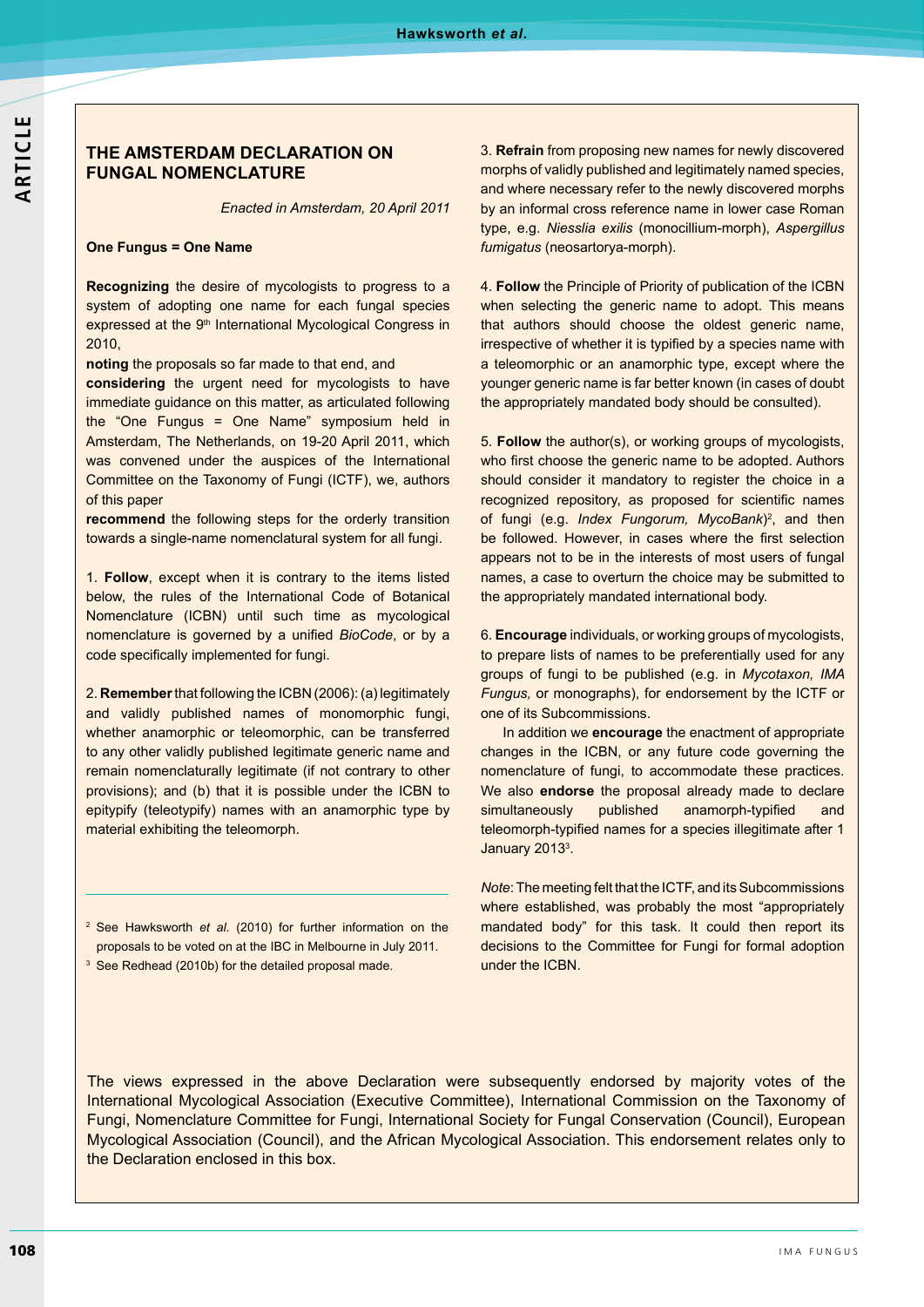## THE AMSTERDAM DECLARATION ON FUNGAL NOMENCLATURE

*Enacted in Amsterdam, 20 April 2011*

**One Fungus = One Name**

**Recognizing** the desire of mycologists to progress to a system of adopting one name for each fungal species expressed at the 9th International Mycological Congress in 2010,

**noting** the proposals so far made to that end, and

**considering** the urgent need for mycologists to have immediate guidance on this matter, as articulated following the "One Fungus = One Name" symposium held in Amsterdam, The Netherlands, on 19-20 April 2011, which was convened under the auspices of the International Committee on the Taxonomy of Fungi (ICTF), we, authors of this paper

**recommend** the following steps for the orderly transition towards a single-name nomenclatural system for all fungi.

1. **Follow**, except when it is contrary to the items listed below, the rules of the International Code of Botanical Nomenclature (ICBN) until such time as mycological nomenclature is governed by a unified *BioCode*, or by a code specifically implemented for fungi.

2. **Remember** that following the ICBN (2006): (a) legitimately and validly published names of monomorphic fungi, whether anamorphic or teleomorphic, can be transferred to any other validly published legitimate generic name and remain nomenclaturally legitimate (if not contrary to other provisions); and (b) that it is possible under the ICBN to epitypify (teleotypify) names with an anamorphic type by material exhibiting the teleomorph.

3. **Refrain** from proposing new names for newly discovered morphs of validly published and legitimately named species, and where necessary refer to the newly discovered morphs by an informal cross reference name in lower case Roman type, e.g. *Niesslia exilis* (monocillium-morph), *Aspergillus fumigatus* (neosartorya-morph).

4. **Follow** the Principle of Priority of publication of the ICBN when selecting the generic name to adopt. This means that authors should choose the oldest generic name, irrespective of whether it is typified by a species name with a teleomorphic or an anamorphic type, except where the younger generic name is far better known (in cases of doubt the appropriately mandated body should be consulted).

5. **Follow** the author(s), or working groups of mycologists, who first choose the generic name to be adopted. Authors should consider it mandatory to register the choice in a recognized repository, as proposed for scientific names of fungi (e.g. *Index Fungorum, MycoBank*)[2], and then be followed. However, in cases where the first selection appears not to be in the interests of most users of fungal names, a case to overturn the choice may be submitted to the appropriately mandated international body.

6. **Encourage** individuals, or working groups of mycologists, to prepare lists of names to be preferentially used for any groups of fungi to be published (e.g. in *Mycotaxon, IMA Fungus,* or monographs), for endorsement by the ICTF or one of its Subcommissions.

In addition we **encourage** the enactment of appropriate changes in the ICBN, or any future code governing the nomenclature of fungi, to accommodate these practices. We also **endorse** the proposal already made to declare simultaneously published anamorph-typified and teleomorph-typified names for a species illegitimate after 1 January 2013[3].

*Note*: The meeting felt that the ICTF, and its Subcommissions where established, was probably the most "appropriately mandated body" for this task. It could then report its decisions to the Committee for Fungi for formal adoption under the ICBN.

[2] See Hawksworth *et al*. (2010) for further information on the proposals to be voted on at the IBC in Melbourne in July 2011.

[3] See Redhead (2010b) for the detailed proposal made.

The views expressed in the above Declaration were subsequently endorsed by majority votes of the International Mycological Association (Executive Committee), International Commission on the Taxonomy of Fungi, Nomenclature Committee for Fungi, International Society for Fungal Conservation (Council), European Mycological Association (Council), and the African Mycological Association. This endorsement relates only to the Declaration enclosed in this box.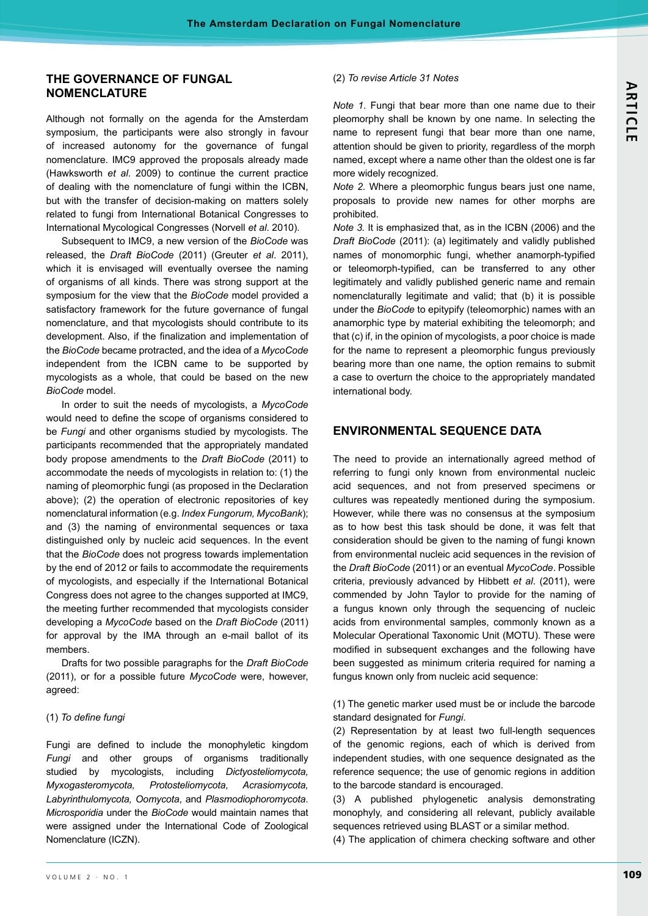## THE GOVERNANCE OF FUNGAL NOMENCLATURE

Although not formally on the agenda for the Amsterdam symposium, the participants were also strongly in favour of increased autonomy for the governance of fungal nomenclature. IMC9 approved the proposals already made (Hawksworth *et al*. 2009) to continue the current practice of dealing with the nomenclature of fungi within the ICBN, but with the transfer of decision-making on matters solely related to fungi from International Botanical Congresses to International Mycological Congresses (Norvell *et al*. 2010).

Subsequent to IMC9, a new version of the *BioCode* was released, the *Draft BioCode* (2011) (Greuter *et al*. 2011), which it is envisaged will eventually oversee the naming of organisms of all kinds. There was strong support at the symposium for the view that the *BioCode* model provided a satisfactory framework for the future governance of fungal nomenclature, and that mycologists should contribute to its development. Also, if the finalization and implementation of the *BioCode* became protracted, and the idea of a *MycoCode* independent from the ICBN came to be supported by mycologists as a whole, that could be based on the new *BioCode* model.

In order to suit the needs of mycologists, a *MycoCode* would need to define the scope of organisms considered to be *Fungi* and other organisms studied by mycologists. The participants recommended that the appropriately mandated body propose amendments to the *Draft BioCode* (2011) to accommodate the needs of mycologists in relation to: (1) the naming of pleomorphic fungi (as proposed in the Declaration above); (2) the operation of electronic repositories of key nomenclatural information (e.g. *Index Fungorum, MycoBank*); and (3) the naming of environmental sequences or taxa distinguished only by nucleic acid sequences. In the event that the *BioCode* does not progress towards implementation by the end of 2012 or fails to accommodate the requirements of mycologists, and especially if the International Botanical Congress does not agree to the changes supported at IMC9, the meeting further recommended that mycologists consider developing a *MycoCode* based on the *Draft BioCode* (2011) for approval by the IMA through an e-mail ballot of its members.

Drafts for two possible paragraphs for the *Draft BioCode* (2011), or for a possible future *MycoCode* were, however, agreed:

(1) *To define fungi*

Fungi are defined to include the monophyletic kingdom *Fungi* and other groups of organisms traditionally studied by mycologists, including *Dictyosteliomycota, Myxogasteromycota, Protosteliomycota, Acrasiomycota, Labyrinthulomycota, Oomycota*, and *Plasmodiophoromycota*. *Microsporidia* under the *BioCode* would maintain names that were assigned under the International Code of Zoological Nomenclature (ICZN).

(2) *To revise Article 31 Notes*

*Note 1*. Fungi that bear more than one name due to their pleomorphy shall be known by one name. In selecting the name to represent fungi that bear more than one name, attention should be given to priority, regardless of the morph named, except where a name other than the oldest one is far more widely recognized.

*Note 2.* Where a pleomorphic fungus bears just one name, proposals to provide new names for other morphs are prohibited.

*Note 3.* It is emphasized that, as in the ICBN (2006) and the *Draft BioCode* (2011): (a) legitimately and validly published names of monomorphic fungi, whether anamorph-typified or teleomorph-typified, can be transferred to any other legitimately and validly published generic name and remain nomenclaturally legitimate and valid; that (b) it is possible under the *BioCode* to epitypify (teleomorphic) names with an anamorphic type by material exhibiting the teleomorph; and that (c) if, in the opinion of mycologists, a poor choice is made for the name to represent a pleomorphic fungus previously bearing more than one name, the option remains to submit a case to overturn the choice to the appropriately mandated international body.

## ENVIRONMENTAL SEQUENCE DATA

The need to provide an internationally agreed method of referring to fungi only known from environmental nucleic acid sequences, and not from preserved specimens or cultures was repeatedly mentioned during the symposium. However, while there was no consensus at the symposium as to how best this task should be done, it was felt that consideration should be given to the naming of fungi known from environmental nucleic acid sequences in the revision of the *Draft BioCode* (2011) or an eventual *MycoCode*. Possible criteria, previously advanced by Hibbett *et al*. (2011), were commended by John Taylor to provide for the naming of a fungus known only through the sequencing of nucleic acids from environmental samples, commonly known as a Molecular Operational Taxonomic Unit (MOTU). These were modified in subsequent exchanges and the following have been suggested as minimum criteria required for naming a fungus known only from nucleic acid sequence:

(1) The genetic marker used must be or include the barcode standard designated for *Fungi*.

(2) Representation by at least two full-length sequences of the genomic regions, each of which is derived from independent studies, with one sequence designated as the reference sequence; the use of genomic regions in addition to the barcode standard is encouraged.

(3) A published phylogenetic analysis demonstrating monophyly, and considering all relevant, publicly available sequences retrieved using BLAST or a similar method.

(4) The application of chimera checking software and other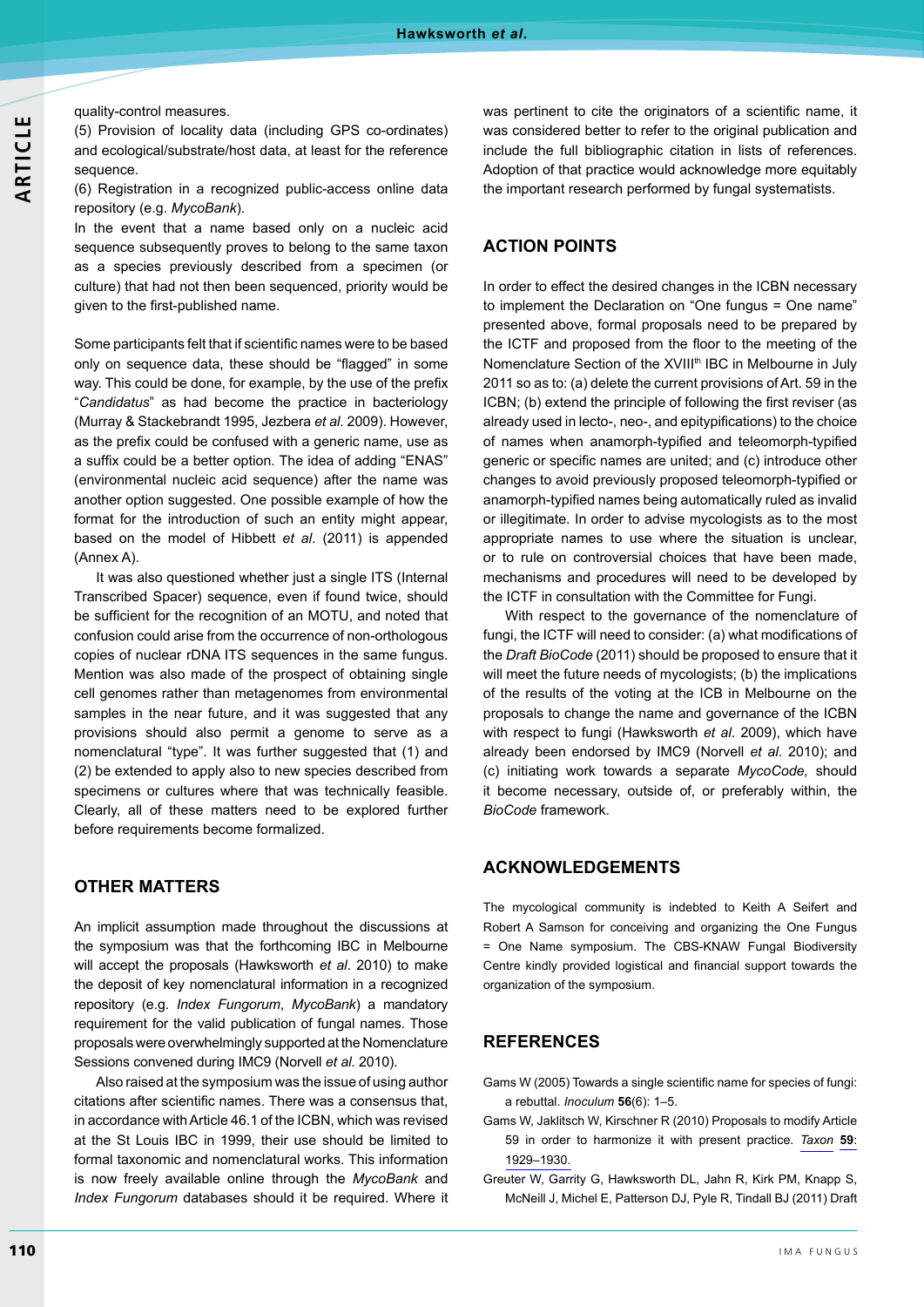quality-control measures.

(5) Provision of locality data (including GPS co-ordinates) and ecological/substrate/host data, at least for the reference sequence.

(6) Registration in a recognized public-access online data repository (e.g. *MycoBank*).

In the event that a name based only on a nucleic acid sequence subsequently proves to belong to the same taxon as a species previously described from a specimen (or culture) that had not then been sequenced, priority would be given to the first-published name.

Some participants felt that if scientific names were to be based only on sequence data, these should be "flagged" in some way. This could be done, for example, by the use of the prefix "*Candidatus*" as had become the practice in bacteriology (Murray & Stackebrandt 1995, Jezbera *et al.* 2009). However, as the prefix could be confused with a generic name, use as a suffix could be a better option. The idea of adding "ENAS" (environmental nucleic acid sequence) after the name was another option suggested. One possible example of how the format for the introduction of such an entity might appear, based on the model of Hibbett *et al*. (2011) is appended (Annex A).

It was also questioned whether just a single ITS (Internal Transcribed Spacer) sequence, even if found twice, should be sufficient for the recognition of an MOTU, and noted that confusion could arise from the occurrence of non-orthologous copies of nuclear rDNA ITS sequences in the same fungus. Mention was also made of the prospect of obtaining single cell genomes rather than metagenomes from environmental samples in the near future, and it was suggested that any provisions should also permit a genome to serve as a nomenclatural "type". It was further suggested that (1) and (2) be extended to apply also to new species described from specimens or cultures where that was technically feasible. Clearly, all of these matters need to be explored further before requirements become formalized.

## OTHER MATTERS

An implicit assumption made throughout the discussions at the symposium was that the forthcoming IBC in Melbourne will accept the proposals (Hawksworth *et al*. 2010) to make the deposit of key nomenclatural information in a recognized repository (e.g. *Index Fungorum*, *MycoBank*) a mandatory requirement for the valid publication of fungal names. Those proposals were overwhelmingly supported at the Nomenclature Sessions convened during IMC9 (Norvell *et al.* 2010).

Also raised at the symposium was the issue of using author citations after scientific names. There was a consensus that, in accordance with Article 46.1 of the ICBN, which was revised at the St Louis IBC in 1999, their use should be limited to formal taxonomic and nomenclatural works. This information is now freely available online through the *MycoBank* and *Index Fungorum* databases should it be required. Where it was pertinent to cite the originators of a scientific name, it was considered better to refer to the original publication and include the full bibliographic citation in lists of references. Adoption of that practice would acknowledge more equitably the important research performed by fungal systematists.

## ACTION POINTS

In order to effect the desired changes in the ICBN necessary to implement the Declaration on "One fungus = One name" presented above, formal proposals need to be prepared by the ICTF and proposed from the floor to the meeting of the Nomenclature Section of the XVIII[th] IBC in Melbourne in July 2011 so as to: (a) delete the current provisions of Art. 59 in the ICBN; (b) extend the principle of following the first reviser (as already used in lecto-, neo-, and epitypifications) to the choice of names when anamorph-typified and teleomorph-typified generic or specific names are united; and (c) introduce other changes to avoid previously proposed teleomorph-typified or anamorph-typified names being automatically ruled as invalid or illegitimate. In order to advise mycologists as to the most appropriate names to use where the situation is unclear, or to rule on controversial choices that have been made, mechanisms and procedures will need to be developed by the ICTF in consultation with the Committee for Fungi.

With respect to the governance of the nomenclature of fungi, the ICTF will need to consider: (a) what modifications of the *Draft BioCode* (2011) should be proposed to ensure that it will meet the future needs of mycologists; (b) the implications of the results of the voting at the ICB in Melbourne on the proposals to change the name and governance of the ICBN with respect to fungi (Hawksworth *et al*. 2009), which have already been endorsed by IMC9 (Norvell *et al*. 2010); and (c) initiating work towards a separate *MycoCode,* should it become necessary, outside of, or preferably within, the *BioCode* framework.

## ACKNOWLEDGEMENTS

The mycological community is indebted to Keith A Seifert and Robert A Samson for conceiving and organizing the One Fungus = One Name symposium. The CBS-KNAW Fungal Biodiversity Centre kindly provided logistical and financial support towards the organization of the symposium.

## REFERENCES

Gams W (2005) Towards a single scientific name for species of fungi: a rebuttal. *Inoculum* **56**(6): 1–5.

Gams W, Jaklitsch W, Kirschner R (2010) Proposals to modify Article 59 in order to harmonize it with present practice. *Taxon* **59**: 1929–1930.

Greuter W, Garrity G, Hawksworth DL, Jahn R, Kirk PM, Knapp S, McNeill J, Michel E, Patterson DJ, Pyle R, Tindall BJ (2011) Draft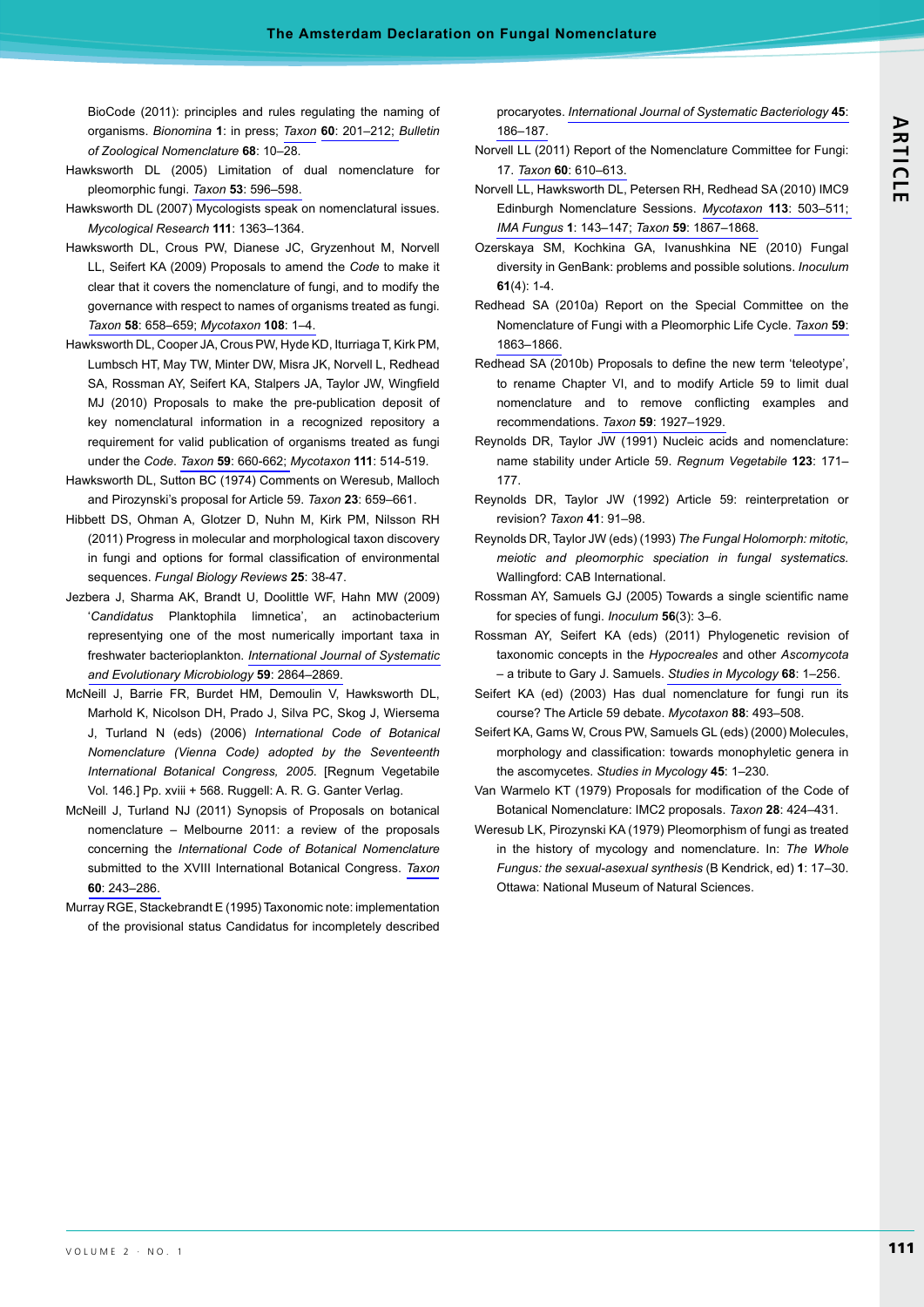BioCode (2011): principles and rules regulating the naming of organisms. *Bionomina* **1**: in press; *Taxon* **60**: 201–212; *Bulletin of Zoological Nomenclature* **68**: 10–28.

Hawksworth DL (2005) Limitation of dual nomenclature for pleomorphic fungi. *Taxon* **53**: 596–598.

Hawksworth DL (2007) Mycologists speak on nomenclatural issues. *Mycological Research* **111**: 1363–1364.

Hawksworth DL, Crous PW, Dianese JC, Gryzenhout M, Norvell LL, Seifert KA (2009) Proposals to amend the *Code* to make it clear that it covers the nomenclature of fungi, and to modify the governance with respect to names of organisms treated as fungi. *Taxon* **58**: 658–659; *Mycotaxon* **108**: 1–4.

Hawksworth DL, Cooper JA, Crous PW, Hyde KD, Iturriaga T, Kirk PM, Lumbsch HT, May TW, Minter DW, Misra JK, Norvell L, Redhead SA, Rossman AY, Seifert KA, Stalpers JA, Taylor JW, Wingfield MJ (2010) Proposals to make the pre-publication deposit of key nomenclatural information in a recognized repository a requirement for valid publication of organisms treated as fungi under the *Code*. *Taxon* **59**: 660-662; *Mycotaxon* **111**: 514-519.

Hawksworth DL, Sutton BC (1974) Comments on Weresub, Malloch and Pirozynski's proposal for Article 59. *Taxon* **23**: 659–661.

Hibbett DS, Ohman A, Glotzer D, Nuhn M, Kirk PM, Nilsson RH (2011) Progress in molecular and morphological taxon discovery in fungi and options for formal classification of environmental sequences. *Fungal Biology Reviews* **25**: 38-47.

Jezbera J, Sharma AK, Brandt U, Doolittle WF, Hahn MW (2009) '*Candidatus* Planktophila limnetica', an actinobacterium representyting one of the most numerically important taxa in freshwater bacterioplankton. *International Journal of Systematic and Evolutionary Microbiology* **59**: 2864–2869.

McNeill J, Barrie FR, Burdet HM, Demoulin V, Hawksworth DL, Marhold K, Nicolson DH, Prado J, Silva PC, Skog J, Wiersema J, Turland N (eds) (2006) *International Code of Botanical Nomenclature (Vienna Code) adopted by the Seventeenth International Botanical Congress, 2005*. [Regnum Vegetabile Vol. 146.] Pp. xviii + 568. Ruggell: A. R. G. Ganter Verlag.

McNeill J, Turland NJ (2011) Synopsis of Proposals on botanical nomenclature – Melbourne 2011: a review of the proposals concerning the *International Code of Botanical Nomenclature* submitted to the XVIII International Botanical Congress. *Taxon* **60**: 243–286.

Murray RGE, Stackebrandt E (1995) Taxonomic note: implementation of the provisional status Candidatus for incompletely described procaryotes. *International Journal of Systematic Bacteriology* **45**: 186–187.

Norvell LL (2011) Report of the Nomenclature Committee for Fungi: 17. *Taxon* **60**: 610–613.

Norvell LL, Hawksworth DL, Petersen RH, Redhead SA (2010) IMC9 Edinburgh Nomenclature Sessions. *Mycotaxon* **113**: 503–511; *IMA Fungus* **1**: 143–147; *Taxon* **59**: 1867–1868.

Ozerskaya SM, Kochkina GA, Ivanushkina NE (2010) Fungal diversity in GenBank: problems and possible solutions. *Inoculum* **61**(4): 1-4.

Redhead SA (2010a) Report on the Special Committee on the Nomenclature of Fungi with a Pleomorphic Life Cycle. *Taxon* **59**: 1863–1866.

Redhead SA (2010b) Proposals to define the new term 'teleotype', to rename Chapter VI, and to modify Article 59 to limit dual nomenclature and to remove conflicting examples and recommendations. *Taxon* **59**: 1927–1929.

Reynolds DR, Taylor JW (1991) Nucleic acids and nomenclature: name stability under Article 59. *Regnum Vegetabile* **123**: 171–177.

Reynolds DR, Taylor JW (1992) Article 59: reinterpretation or revision? *Taxon* **41**: 91–98.

Reynolds DR, Taylor JW (eds) (1993) *The Fungal Holomorph: mitotic, meiotic and pleomorphic speciation in fungal systematics.* Wallingford: CAB International.

Rossman AY, Samuels GJ (2005) Towards a single scientific name for species of fungi. *Inoculum* **56**(3): 3–6.

Rossman AY, Seifert KA (eds) (2011) Phylogenetic revision of taxonomic concepts in the *Hypocreales* and other *Ascomycota* – a tribute to Gary J. Samuels. *Studies in Mycology* **68**: 1–256.

Seifert KA (ed) (2003) Has dual nomenclature for fungi run its course? The Article 59 debate. *Mycotaxon* **88**: 493–508.

Seifert KA, Gams W, Crous PW, Samuels GL (eds) (2000) Molecules, morphology and classification: towards monophyletic genera in the ascomycetes. *Studies in Mycology* **45**: 1–230.

Van Warmelo KT (1979) Proposals for modification of the Code of Botanical Nomenclature: IMC2 proposals. *Taxon* **28**: 424–431.

Weresub LK, Pirozynski KA (1979) Pleomorphism of fungi as treated in the history of mycology and nomenclature. In: *The Whole Fungus: the sexual-asexual synthesis* (B Kendrick, ed) **1**: 17–30. Ottawa: National Museum of Natural Sciences.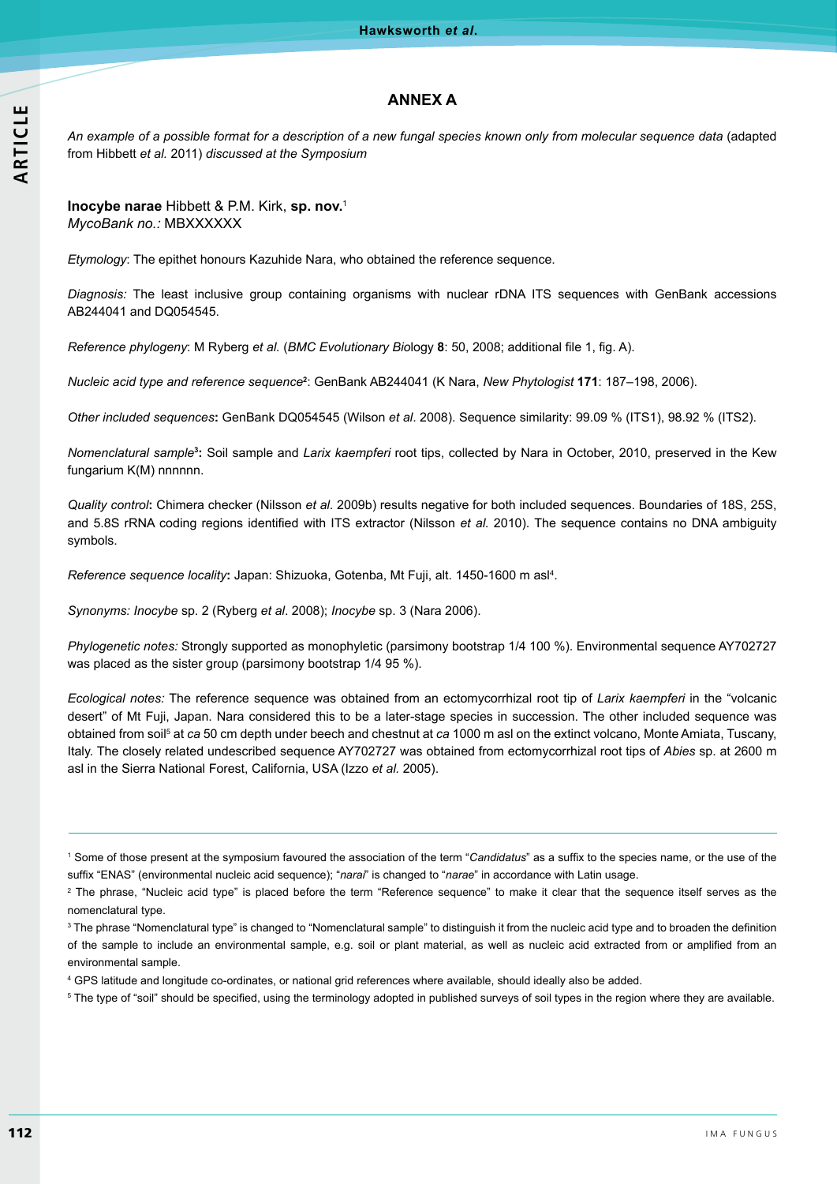## ANNEX A

*An example of a possible format for a description of a new fungal species known only from molecular sequence data* (adapted from Hibbett *et al.* 2011) *discussed at the Symposium*

**Inocybe narae** Hibbett & P.M. Kirk, **sp. nov.**[1]
*MycoBank no.:* MBXXXXXX

*Etymology*: The epithet honours Kazuhide Nara, who obtained the reference sequence.

*Diagnosis:* The least inclusive group containing organisms with nuclear rDNA ITS sequences with GenBank accessions AB244041 and DQ054545.

*Reference phylogeny*: M Ryberg *et al.* (*BMC Evolutionary Bio*logy **8**: 50, 2008; additional file 1, fig. A).

*Nucleic acid type and reference sequence*[2]: GenBank AB244041 (K Nara, *New Phytologist* **171**: 187–198, 2006).

*Other included sequences***:** GenBank DQ054545 (Wilson *et al*. 2008). Sequence similarity: 99.09 % (ITS1), 98.92 % (ITS2).

*Nomenclatural sample*[3]**:** Soil sample and *Larix kaempferi* root tips, collected by Nara in October, 2010, preserved in the Kew fungarium K(M) nnnnnn.

*Quality control***:** Chimera checker (Nilsson *et al.* 2009b) results negative for both included sequences. Boundaries of 18S, 25S, and 5.8S rRNA coding regions identified with ITS extractor (Nilsson *et al.* 2010). The sequence contains no DNA ambiguity symbols.

*Reference sequence locality***:** Japan: Shizuoka, Gotenba, Mt Fuji, alt. 1450-1600 m asl[4].

*Synonyms: Inocybe* sp. 2 (Ryberg *et al*. 2008); *Inocybe* sp. 3 (Nara 2006).

*Phylogenetic notes:* Strongly supported as monophyletic (parsimony bootstrap 1/4 100 %). Environmental sequence AY702727 was placed as the sister group (parsimony bootstrap 1/4 95 %).

*Ecological notes:* The reference sequence was obtained from an ectomycorrhizal root tip of *Larix kaempferi* in the "volcanic desert" of Mt Fuji, Japan. Nara considered this to be a later-stage species in succession. The other included sequence was obtained from soil[5] at *ca* 50 cm depth under beech and chestnut at *ca* 1000 m asl on the extinct volcano, Monte Amiata, Tuscany, Italy. The closely related undescribed sequence AY702727 was obtained from ectomycorrhizal root tips of *Abies* sp. at 2600 m asl in the Sierra National Forest, California, USA (Izzo *et al.* 2005).

---

[1] Some of those present at the symposium favoured the association of the term "*Candidatus*" as a suffix to the species name, or the use of the suffix "ENAS" (environmental nucleic acid sequence); "*narai*" is changed to "*narae*" in accordance with Latin usage.

[2] The phrase, "Nucleic acid type" is placed before the term "Reference sequence" to make it clear that the sequence itself serves as the nomenclatural type.

[3] The phrase "Nomenclatural type" is changed to "Nomenclatural sample" to distinguish it from the nucleic acid type and to broaden the definition of the sample to include an environmental sample, e.g. soil or plant material, as well as nucleic acid extracted from or amplified from an environmental sample.

[4] GPS latitude and longitude co-ordinates, or national grid references where available, should ideally also be added.

[5] The type of "soil" should be specified, using the terminology adopted in published surveys of soil types in the region where they are available.